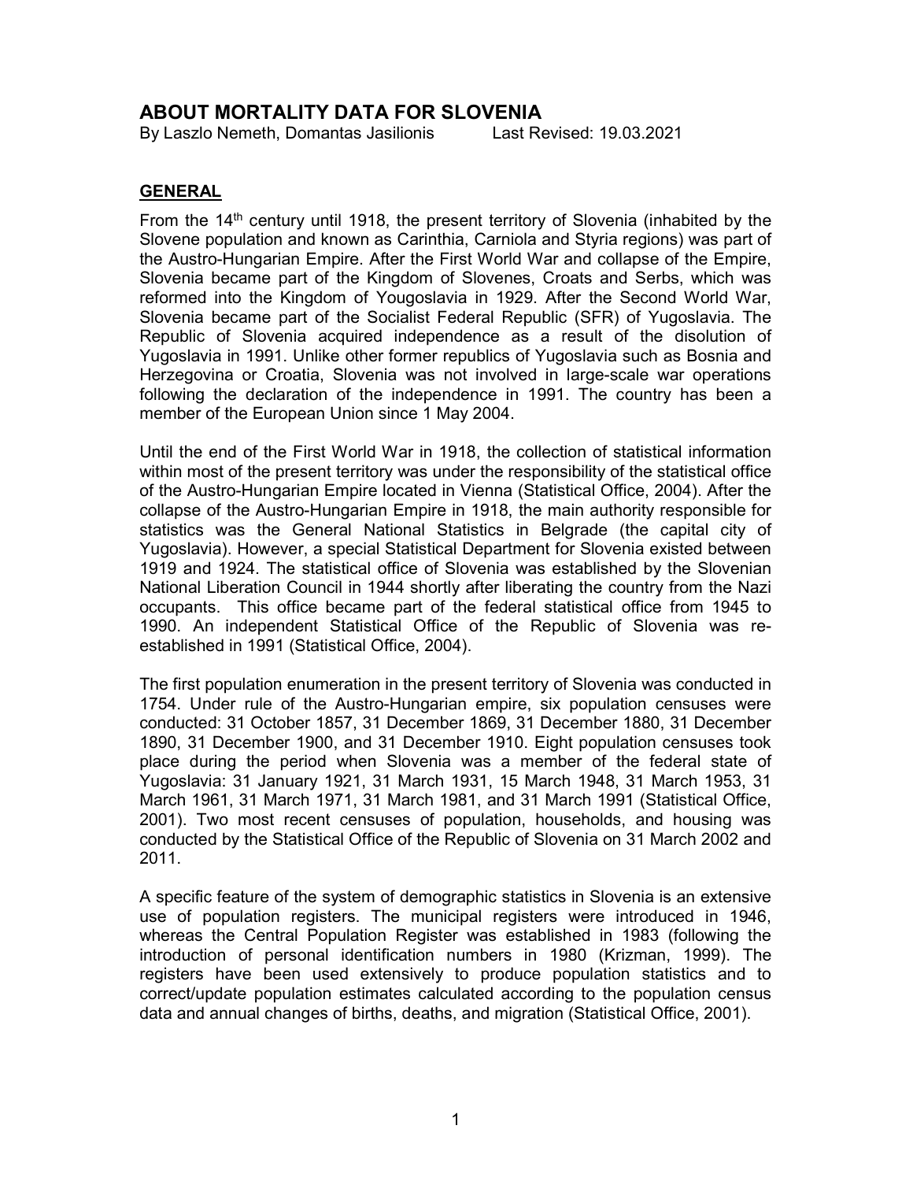# ABOUT MORTALITY DATA FOR SLOVENIA

By Laszlo Nemeth, Domantas Jasilionis Last Revised: 19.03.2021

## GENERAL

From the 14th century until 1918, the present territory of Slovenia (inhabited by the Slovene population and known as Carinthia, Carniola and Styria regions) was part of the Austro-Hungarian Empire. After the First World War and collapse of the Empire, Slovenia became part of the Kingdom of Slovenes, Croats and Serbs, which was reformed into the Kingdom of Yougoslavia in 1929. After the Second World War, Slovenia became part of the Socialist Federal Republic (SFR) of Yugoslavia. The Republic of Slovenia acquired independence as a result of the disolution of Yugoslavia in 1991. Unlike other former republics of Yugoslavia such as Bosnia and Herzegovina or Croatia, Slovenia was not involved in large-scale war operations following the declaration of the independence in 1991. The country has been a member of the European Union since 1 May 2004.

Until the end of the First World War in 1918, the collection of statistical information within most of the present territory was under the responsibility of the statistical office of the Austro-Hungarian Empire located in Vienna (Statistical Office, 2004). After the collapse of the Austro-Hungarian Empire in 1918, the main authority responsible for statistics was the General National Statistics in Belgrade (the capital city of Yugoslavia). However, a special Statistical Department for Slovenia existed between 1919 and 1924. The statistical office of Slovenia was established by the Slovenian National Liberation Council in 1944 shortly after liberating the country from the Nazi occupants. This office became part of the federal statistical office from 1945 to 1990. An independent Statistical Office of the Republic of Slovenia was re-established in 1991 (Statistical Office, 2004).

The first population enumeration in the present territory of Slovenia was conducted in 1754. Under rule of the Austro-Hungarian empire, six population censuses were conducted: 31 October 1857, 31 December 1869, 31 December 1880, 31 December 1890, 31 December 1900, and 31 December 1910. Eight population censuses took place during the period when Slovenia was a member of the federal state of Yugoslavia: 31 January 1921, 31 March 1931, 15 March 1948, 31 March 1953, 31 March 1961, 31 March 1971, 31 March 1981, and 31 March 1991 (Statistical Office, 2001). Two most recent censuses of population, households, and housing was conducted by the Statistical Office of the Republic of Slovenia on 31 March 2002 and 2011.

A specific feature of the system of demographic statistics in Slovenia is an extensive use of population registers. The municipal registers were introduced in 1946, whereas the Central Population Register was established in 1983 (following the introduction of personal identification numbers in 1980 (Krizman, 1999). The registers have been used extensively to produce population statistics and to correct/update population estimates calculated according to the population census data and annual changes of births, deaths, and migration (Statistical Office, 2001).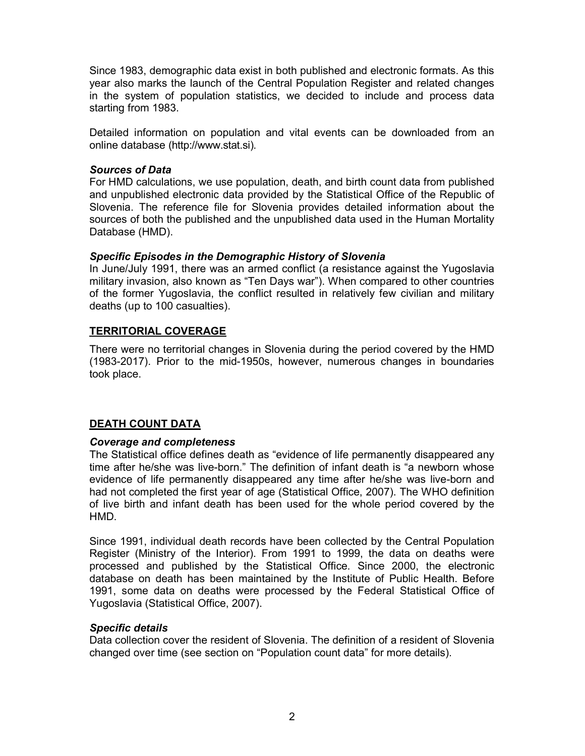Since 1983, demographic data exist in both published and electronic formats. As this year also marks the launch of the Central Population Register and related changes in the system of population statistics, we decided to include and process data starting from 1983.

Detailed information on population and vital events can be downloaded from an online database (http://www.stat.si).

### *Sources of Data*

For HMD calculations, we use population, death, and birth count data from published and unpublished electronic data provided by the Statistical Office of the Republic of Slovenia. The reference file for Slovenia provides detailed information about the sources of both the published and the unpublished data used in the Human Mortality Database (HMD).

### *Specific Episodes in the Demographic History of Slovenia*

In June/July 1991, there was an armed conflict (a resistance against the Yugoslavia military invasion, also known as "Ten Days war"). When compared to other countries of the former Yugoslavia, the conflict resulted in relatively few civilian and military deaths (up to 100 casualties).

## TERRITORIAL COVERAGE

There were no territorial changes in Slovenia during the period covered by the HMD (1983-2017). Prior to the mid-1950s, however, numerous changes in boundaries took place.

## DEATH COUNT DATA

### *Coverage and completeness*

The Statistical office defines death as "evidence of life permanently disappeared any time after he/she was live-born." The definition of infant death is "a newborn whose evidence of life permanently disappeared any time after he/she was live-born and had not completed the first year of age (Statistical Office, 2007). The WHO definition of live birth and infant death has been used for the whole period covered by the HMD.

Since 1991, individual death records have been collected by the Central Population Register (Ministry of the Interior). From 1991 to 1999, the data on deaths were processed and published by the Statistical Office. Since 2000, the electronic database on death has been maintained by the Institute of Public Health. Before 1991, some data on deaths were processed by the Federal Statistical Office of Yugoslavia (Statistical Office, 2007).

### *Specific details*

Data collection cover the resident of Slovenia. The definition of a resident of Slovenia changed over time (see section on "Population count data" for more details).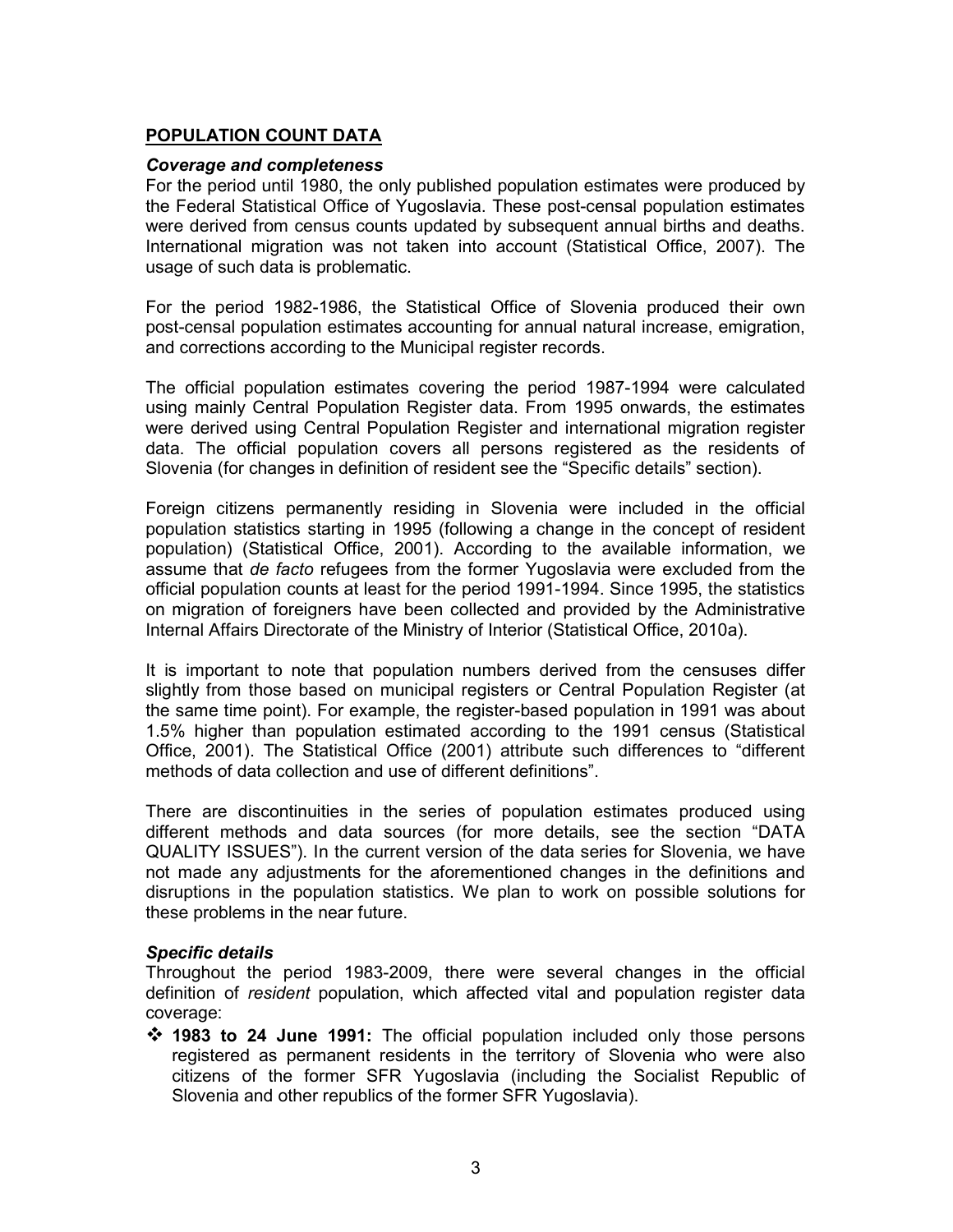## POPULATION COUNT DATA

### *Coverage and completeness*

For the period until 1980, the only published population estimates were produced by the Federal Statistical Office of Yugoslavia. These post-censal population estimates were derived from census counts updated by subsequent annual births and deaths. International migration was not taken into account (Statistical Office, 2007). The usage of such data is problematic.

For the period 1982-1986, the Statistical Office of Slovenia produced their own post-censal population estimates accounting for annual natural increase, emigration, and corrections according to the Municipal register records.

The official population estimates covering the period 1987-1994 were calculated using mainly Central Population Register data. From 1995 onwards, the estimates were derived using Central Population Register and international migration register data. The official population covers all persons registered as the residents of Slovenia (for changes in definition of resident see the "Specific details" section).

Foreign citizens permanently residing in Slovenia were included in the official population statistics starting in 1995 (following a change in the concept of resident population) (Statistical Office, 2001). According to the available information, we assume that *de facto* refugees from the former Yugoslavia were excluded from the official population counts at least for the period 1991-1994. Since 1995, the statistics on migration of foreigners have been collected and provided by the Administrative Internal Affairs Directorate of the Ministry of Interior (Statistical Office, 2010a).

It is important to note that population numbers derived from the censuses differ slightly from those based on municipal registers or Central Population Register (at the same time point). For example, the register-based population in 1991 was about 1.5% higher than population estimated according to the 1991 census (Statistical Office, 2001). The Statistical Office (2001) attribute such differences to "different methods of data collection and use of different definitions".

There are discontinuities in the series of population estimates produced using different methods and data sources (for more details, see the section "DATA QUALITY ISSUES"). In the current version of the data series for Slovenia, we have not made any adjustments for the aforementioned changes in the definitions and disruptions in the population statistics. We plan to work on possible solutions for these problems in the near future.

### *Specific details*

Throughout the period 1983-2009, there were several changes in the official definition of *resident* population, which affected vital and population register data coverage:

- **1983 to 24 June 1991:** The official population included only those persons registered as permanent residents in the territory of Slovenia who were also citizens of the former SFR Yugoslavia (including the Socialist Republic of Slovenia and other republics of the former SFR Yugoslavia).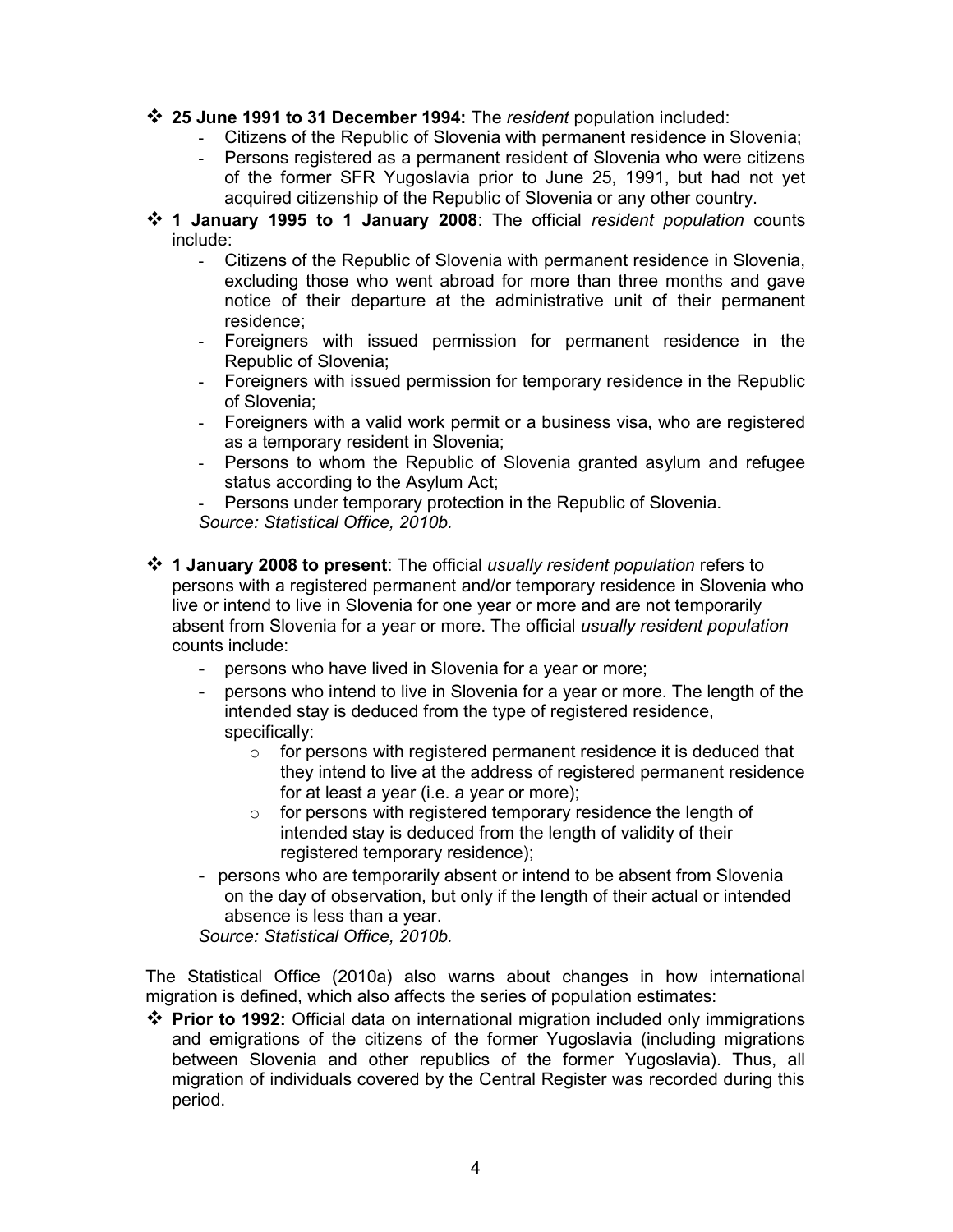- **25 June 1991 to 31 December 1994:** The *resident* population included:
  - Citizens of the Republic of Slovenia with permanent residence in Slovenia;
  - Persons registered as a permanent resident of Slovenia who were citizens of the former SFR Yugoslavia prior to June 25, 1991, but had not yet acquired citizenship of the Republic of Slovenia or any other country.
- **1 January 1995 to 1 January 2008**: The official *resident population* counts include:
  - Citizens of the Republic of Slovenia with permanent residence in Slovenia, excluding those who went abroad for more than three months and gave notice of their departure at the administrative unit of their permanent residence;
  - Foreigners with issued permission for permanent residence in the Republic of Slovenia;
  - Foreigners with issued permission for temporary residence in the Republic of Slovenia;
  - Foreigners with a valid work permit or a business visa, who are registered as a temporary resident in Slovenia;
  - Persons to whom the Republic of Slovenia granted asylum and refugee status according to the Asylum Act;
  - Persons under temporary protection in the Republic of Slovenia.

  *Source: Statistical Office, 2010b.*

- **1 January 2008 to present**: The official *usually resident population* refers to persons with a registered permanent and/or temporary residence in Slovenia who live or intend to live in Slovenia for one year or more and are not temporarily absent from Slovenia for a year or more. The official *usually resident population* counts include:
  - persons who have lived in Slovenia for a year or more;
  - persons who intend to live in Slovenia for a year or more. The length of the intended stay is deduced from the type of registered residence, specifically:
    - for persons with registered permanent residence it is deduced that they intend to live at the address of registered permanent residence for at least a year (i.e. a year or more);
    - for persons with registered temporary residence the length of intended stay is deduced from the length of validity of their registered temporary residence);
  - persons who are temporarily absent or intend to be absent from Slovenia on the day of observation, but only if the length of their actual or intended absence is less than a year.

  *Source: Statistical Office, 2010b.*

The Statistical Office (2010a) also warns about changes in how international migration is defined, which also affects the series of population estimates:

- **Prior to 1992:** Official data on international migration included only immigrations and emigrations of the citizens of the former Yugoslavia (including migrations between Slovenia and other republics of the former Yugoslavia). Thus, all migration of individuals covered by the Central Register was recorded during this period.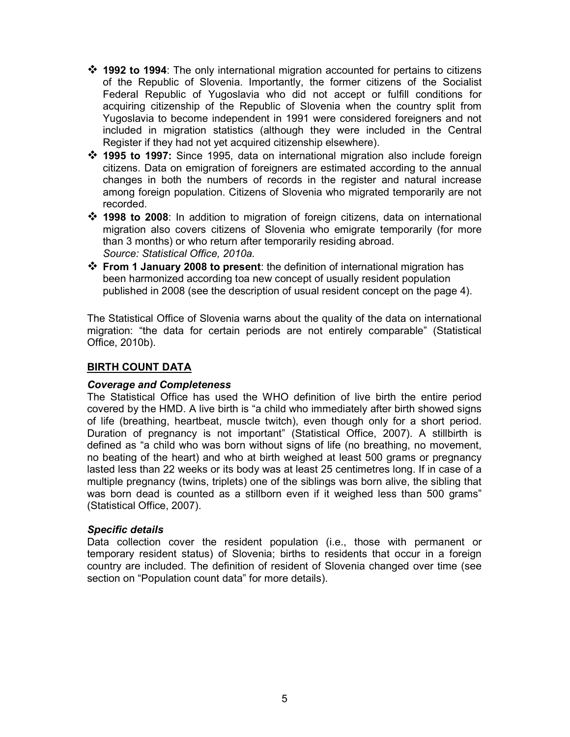- **1992 to 1994**: The only international migration accounted for pertains to citizens of the Republic of Slovenia. Importantly, the former citizens of the Socialist Federal Republic of Yugoslavia who did not accept or fulfill conditions for acquiring citizenship of the Republic of Slovenia when the country split from Yugoslavia to become independent in 1991 were considered foreigners and not included in migration statistics (although they were included in the Central Register if they had not yet acquired citizenship elsewhere).
- **1995 to 1997:** Since 1995, data on international migration also include foreign citizens. Data on emigration of foreigners are estimated according to the annual changes in both the numbers of records in the register and natural increase among foreign population. Citizens of Slovenia who migrated temporarily are not recorded.
- **1998 to 2008**: In addition to migration of foreign citizens, data on international migration also covers citizens of Slovenia who emigrate temporarily (for more than 3 months) or who return after temporarily residing abroad.
  *Source: Statistical Office, 2010a.*
- **From 1 January 2008 to present**: the definition of international migration has been harmonized according toa new concept of usually resident population published in 2008 (see the description of usual resident concept on the page 4).

The Statistical Office of Slovenia warns about the quality of the data on international migration: "the data for certain periods are not entirely comparable" (Statistical Office, 2010b).

## BIRTH COUNT DATA

### *Coverage and Completeness*

The Statistical Office has used the WHO definition of live birth the entire period covered by the HMD. A live birth is "a child who immediately after birth showed signs of life (breathing, heartbeat, muscle twitch), even though only for a short period. Duration of pregnancy is not important" (Statistical Office, 2007). A stillbirth is defined as "a child who was born without signs of life (no breathing, no movement, no beating of the heart) and who at birth weighed at least 500 grams or pregnancy lasted less than 22 weeks or its body was at least 25 centimetres long. If in case of a multiple pregnancy (twins, triplets) one of the siblings was born alive, the sibling that was born dead is counted as a stillborn even if it weighed less than 500 grams" (Statistical Office, 2007).

### *Specific details*

Data collection cover the resident population (i.e., those with permanent or temporary resident status) of Slovenia; births to residents that occur in a foreign country are included. The definition of resident of Slovenia changed over time (see section on "Population count data" for more details).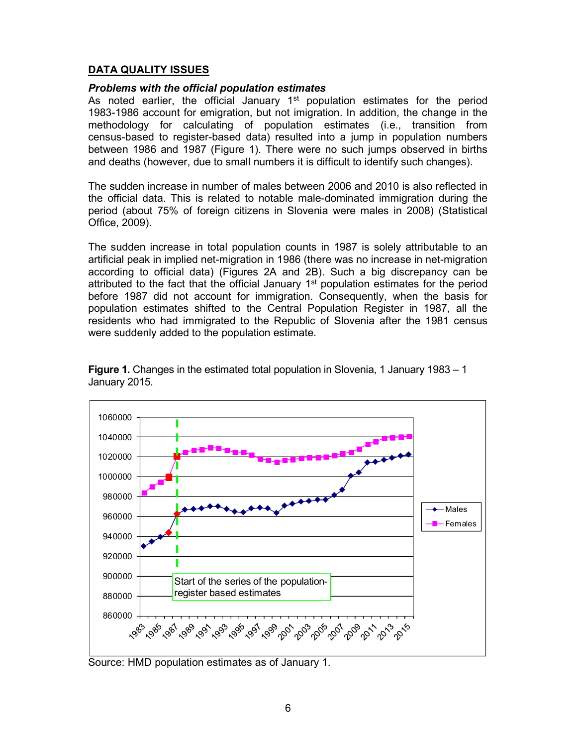## DATA QUALITY ISSUES

### *Problems with the official population estimates*

As noted earlier, the official January 1st population estimates for the period 1983-1986 account for emigration, but not imigration. In addition, the change in the methodology for calculating of population estimates (i.e., transition from census-based to register-based data) resulted into a jump in population numbers between 1986 and 1987 (Figure 1). There were no such jumps observed in births and deaths (however, due to small numbers it is difficult to identify such changes).

The sudden increase in number of males between 2006 and 2010 is also reflected in the official data. This is related to notable male-dominated immigration during the period (about 75% of foreign citizens in Slovenia were males in 2008) (Statistical Office, 2009).

The sudden increase in total population counts in 1987 is solely attributable to an artificial peak in implied net-migration in 1986 (there was no increase in net-migration according to official data) (Figures 2A and 2B). Such a big discrepancy can be attributed to the fact that the official January 1st population estimates for the period before 1987 did not account for immigration. Consequently, when the basis for population estimates shifted to the Central Population Register in 1987, all the residents who had immigrated to the Republic of Slovenia after the 1981 census were suddenly added to the population estimate.

**Figure 1.** Changes in the estimated total population in Slovenia, 1 January 1983 – 1 January 2015.

Source: HMD population estimates as of January 1.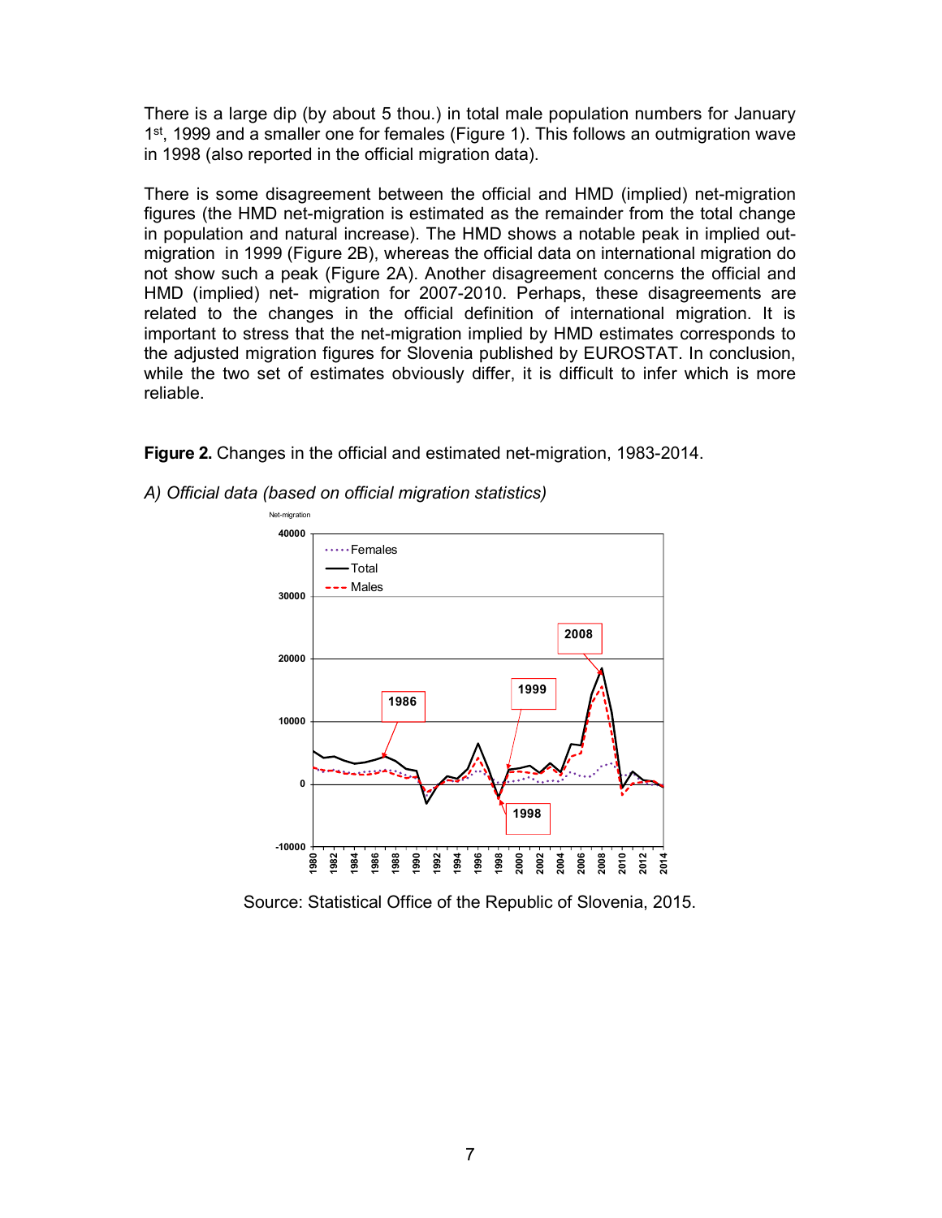There is a large dip (by about 5 thou.) in total male population numbers for January 1st, 1999 and a smaller one for females (Figure 1). This follows an outmigration wave in 1998 (also reported in the official migration data).

There is some disagreement between the official and HMD (implied) net-migration figures (the HMD net-migration is estimated as the remainder from the total change in population and natural increase). The HMD shows a notable peak in implied out-migration in 1999 (Figure 2B), whereas the official data on international migration do not show such a peak (Figure 2A). Another disagreement concerns the official and HMD (implied) net- migration for 2007-2010. Perhaps, these disagreements are related to the changes in the official definition of international migration. It is important to stress that the net-migration implied by HMD estimates corresponds to the adjusted migration figures for Slovenia published by EUROSTAT. In conclusion, while the two set of estimates obviously differ, it is difficult to infer which is more reliable.

**Figure 2.** Changes in the official and estimated net-migration, 1983-2014.

*A) Official data (based on official migration statistics)*

Source: Statistical Office of the Republic of Slovenia, 2015.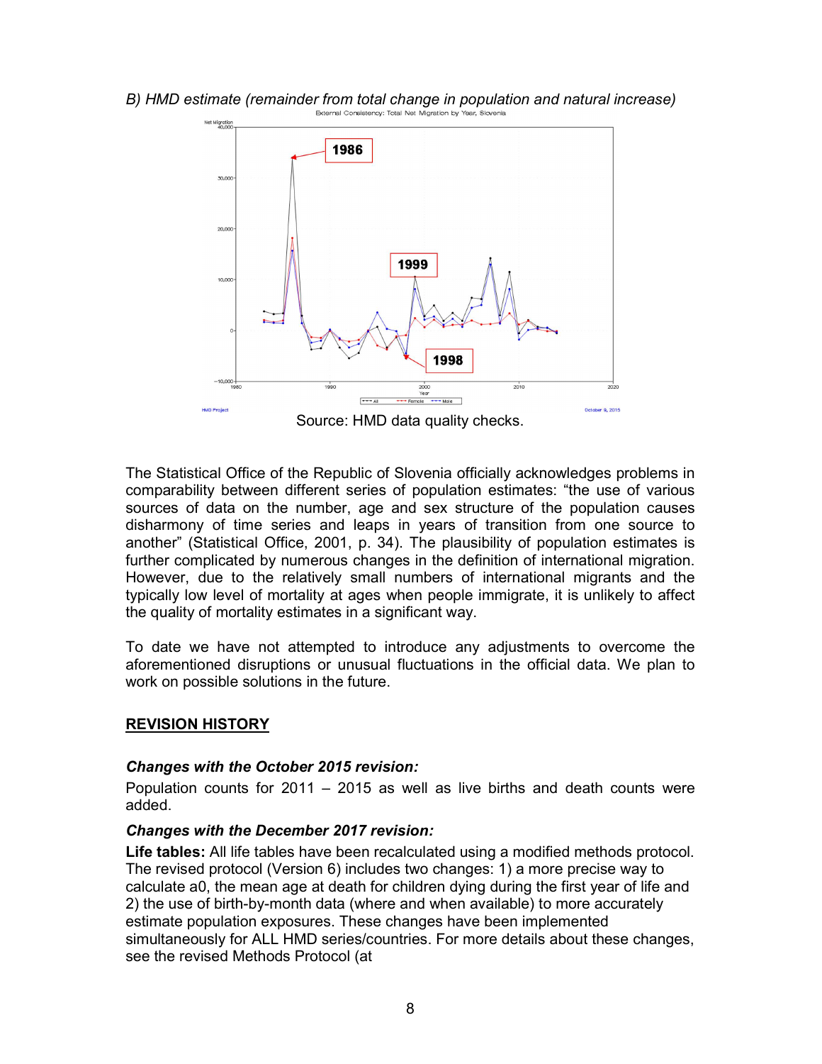*B) HMD estimate (remainder from total change in population and natural increase)*

Source: HMD data quality checks.

The Statistical Office of the Republic of Slovenia officially acknowledges problems in comparability between different series of population estimates: "the use of various sources of data on the number, age and sex structure of the population causes disharmony of time series and leaps in years of transition from one source to another" (Statistical Office, 2001, p. 34). The plausibility of population estimates is further complicated by numerous changes in the definition of international migration. However, due to the relatively small numbers of international migrants and the typically low level of mortality at ages when people immigrate, it is unlikely to affect the quality of mortality estimates in a significant way.

To date we have not attempted to introduce any adjustments to overcome the aforementioned disruptions or unusual fluctuations in the official data. We plan to work on possible solutions in the future.

## REVISION HISTORY

### *Changes with the October 2015 revision:*

Population counts for 2011 – 2015 as well as live births and death counts were added.

### *Changes with the December 2017 revision:*

**Life tables:** All life tables have been recalculated using a modified methods protocol. The revised protocol (Version 6) includes two changes: 1) a more precise way to calculate a0, the mean age at death for children dying during the first year of life and 2) the use of birth-by-month data (where and when available) to more accurately estimate population exposures. These changes have been implemented simultaneously for ALL HMD series/countries. For more details about these changes, see the revised Methods Protocol (at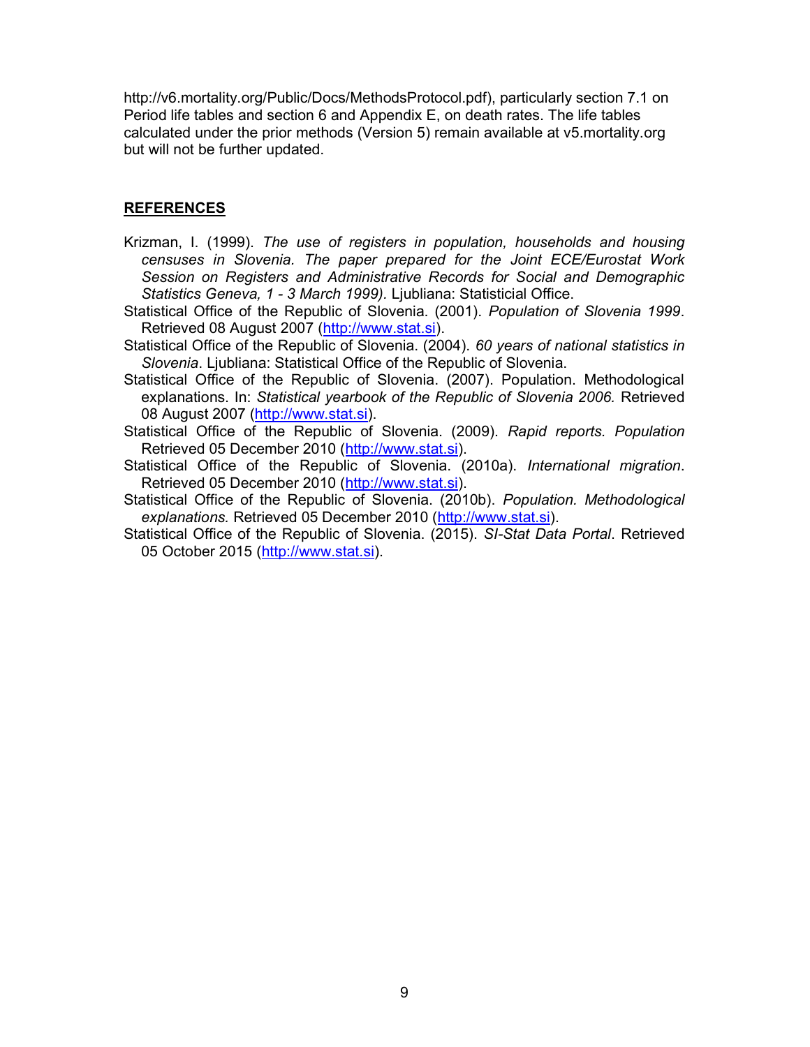http://v6.mortality.org/Public/Docs/MethodsProtocol.pdf), particularly section 7.1 on Period life tables and section 6 and Appendix E, on death rates. The life tables calculated under the prior methods (Version 5) remain available at v5.mortality.org but will not be further updated.

## REFERENCES

Krizman, I. (1999). *The use of registers in population, households and housing censuses in Slovenia. The paper prepared for the Joint ECE/Eurostat Work Session on Registers and Administrative Records for Social and Demographic Statistics Geneva, 1 - 3 March 1999).* Ljubliana: Statisticial Office.

Statistical Office of the Republic of Slovenia. (2001). *Population of Slovenia 1999*. Retrieved 08 August 2007 (http://www.stat.si).

Statistical Office of the Republic of Slovenia. (2004). *60 years of national statistics in Slovenia*. Ljubliana: Statistical Office of the Republic of Slovenia.

Statistical Office of the Republic of Slovenia. (2007). Population. Methodological explanations. In: *Statistical yearbook of the Republic of Slovenia 2006.* Retrieved 08 August 2007 (http://www.stat.si).

Statistical Office of the Republic of Slovenia. (2009). *Rapid reports. Population* Retrieved 05 December 2010 (http://www.stat.si).

Statistical Office of the Republic of Slovenia. (2010a). *International migration*. Retrieved 05 December 2010 (http://www.stat.si).

Statistical Office of the Republic of Slovenia. (2010b). *Population. Methodological explanations.* Retrieved 05 December 2010 (http://www.stat.si).

Statistical Office of the Republic of Slovenia. (2015). *SI-Stat Data Portal*. Retrieved 05 October 2015 (http://www.stat.si).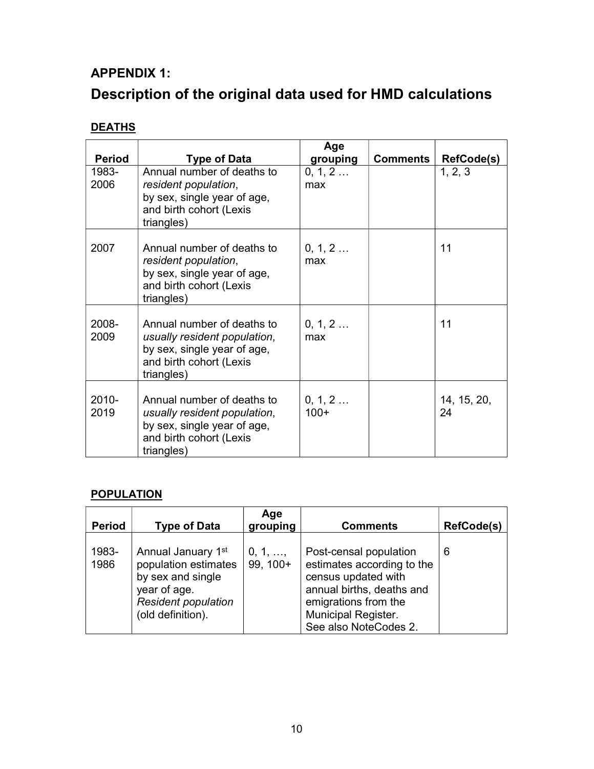## APPENDIX 1:

# Description of the original data used for HMD calculations

### DEATHS

| Period | Type of Data | Age grouping | Comments | RefCode(s) |
|---|---|---|---|---|
| 1983-2006 | Annual number of deaths to *resident population*, by sex, single year of age, and birth cohort (Lexis triangles) | 0, 1, 2 … max | | 1, 2, 3 |
| 2007 | Annual number of deaths to *resident population*, by sex, single year of age, and birth cohort (Lexis triangles) | 0, 1, 2 … max | | 11 |
| 2008-2009 | Annual number of deaths to *usually resident population*, by sex, single year of age, and birth cohort (Lexis triangles) | 0, 1, 2 … max | | 11 |
| 2010-2019 | Annual number of deaths to *usually resident population*, by sex, single year of age, and birth cohort (Lexis triangles) | 0, 1, 2 … 100+ | | 14, 15, 20, 24 |

### POPULATION

| Period | Type of Data | Age grouping | Comments | RefCode(s) |
|---|---|---|---|---|
| 1983-1986 | Annual January 1st population estimates by sex and single year of age. *Resident population* (old definition). | 0, 1, …, 99, 100+ | Post-censal population estimates according to the census updated with annual births, deaths and emigrations from the Municipal Register. See also NoteCodes 2. | 6 |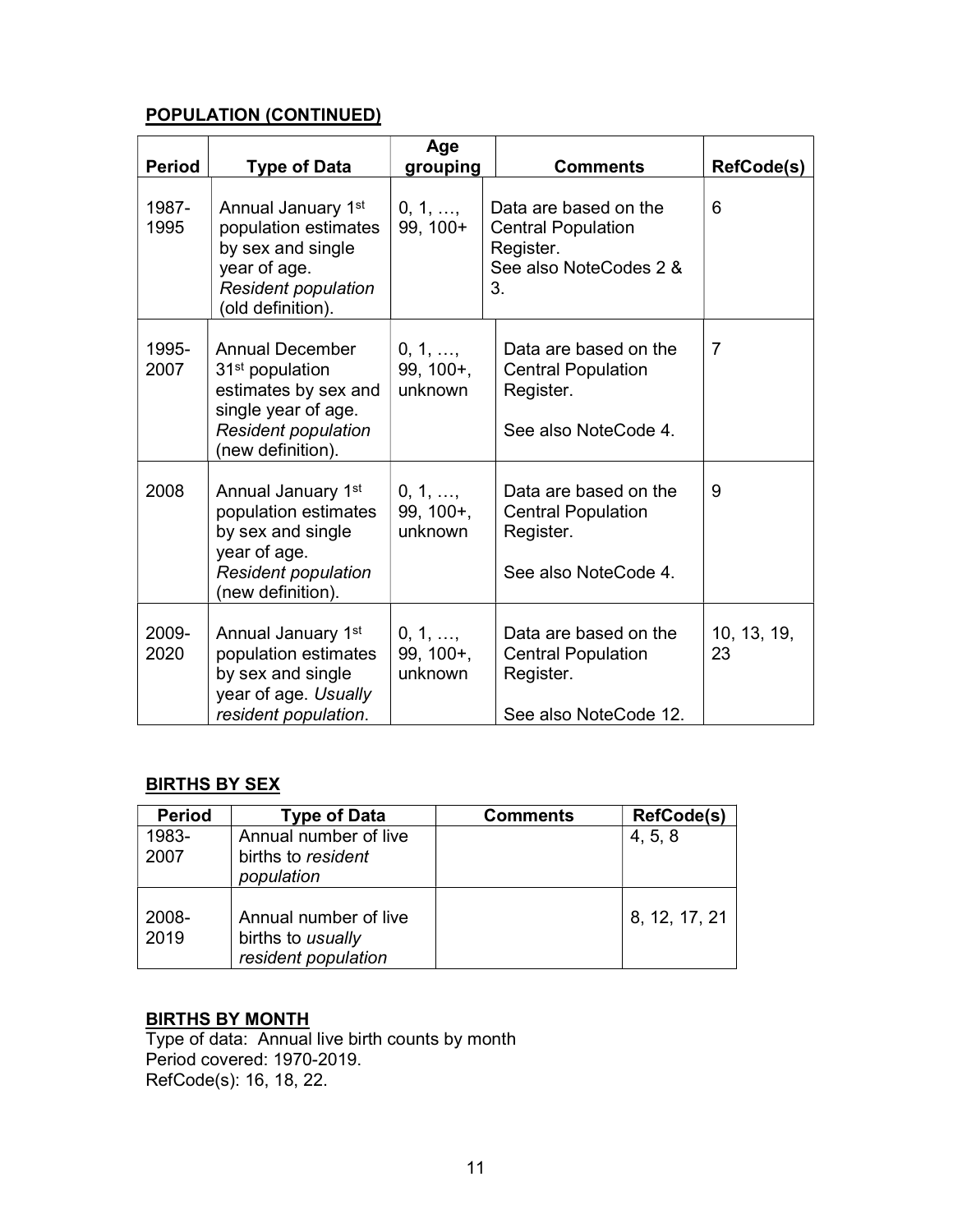**POPULATION (CONTINUED)**

| Period | Type of Data | Age grouping | Comments | RefCode(s) |
|---|---|---|---|---|
| 1987-1995 | Annual January 1st population estimates by sex and single year of age. *Resident population* (old definition). | 0, 1, …, 99, 100+ | Data are based on the Central Population Register. See also NoteCodes 2 & 3. | 6 |
| 1995-2007 | Annual December 31st population estimates by sex and single year of age. *Resident population* (new definition). | 0, 1, …, 99, 100+, unknown | Data are based on the Central Population Register. See also NoteCode 4. | 7 |
| 2008 | Annual January 1st population estimates by sex and single year of age. *Resident population* (new definition). | 0, 1, …, 99, 100+, unknown | Data are based on the Central Population Register. See also NoteCode 4. | 9 |
| 2009-2020 | Annual January 1st population estimates by sex and single year of age. *Usually resident population*. | 0, 1, …, 99, 100+, unknown | Data are based on the Central Population Register. See also NoteCode 12. | 10, 13, 19, 23 |

**BIRTHS BY SEX**

| Period | Type of Data | Comments | RefCode(s) |
|---|---|---|---|
| 1983-2007 | Annual number of live births to *resident population* | | 4, 5, 8 |
| 2008-2019 | Annual number of live births to *usually resident population* | | 8, 12, 17, 21 |

**BIRTHS BY MONTH**

Type of data: Annual live birth counts by month
Period covered: 1970-2019.
RefCode(s): 16, 18, 22.